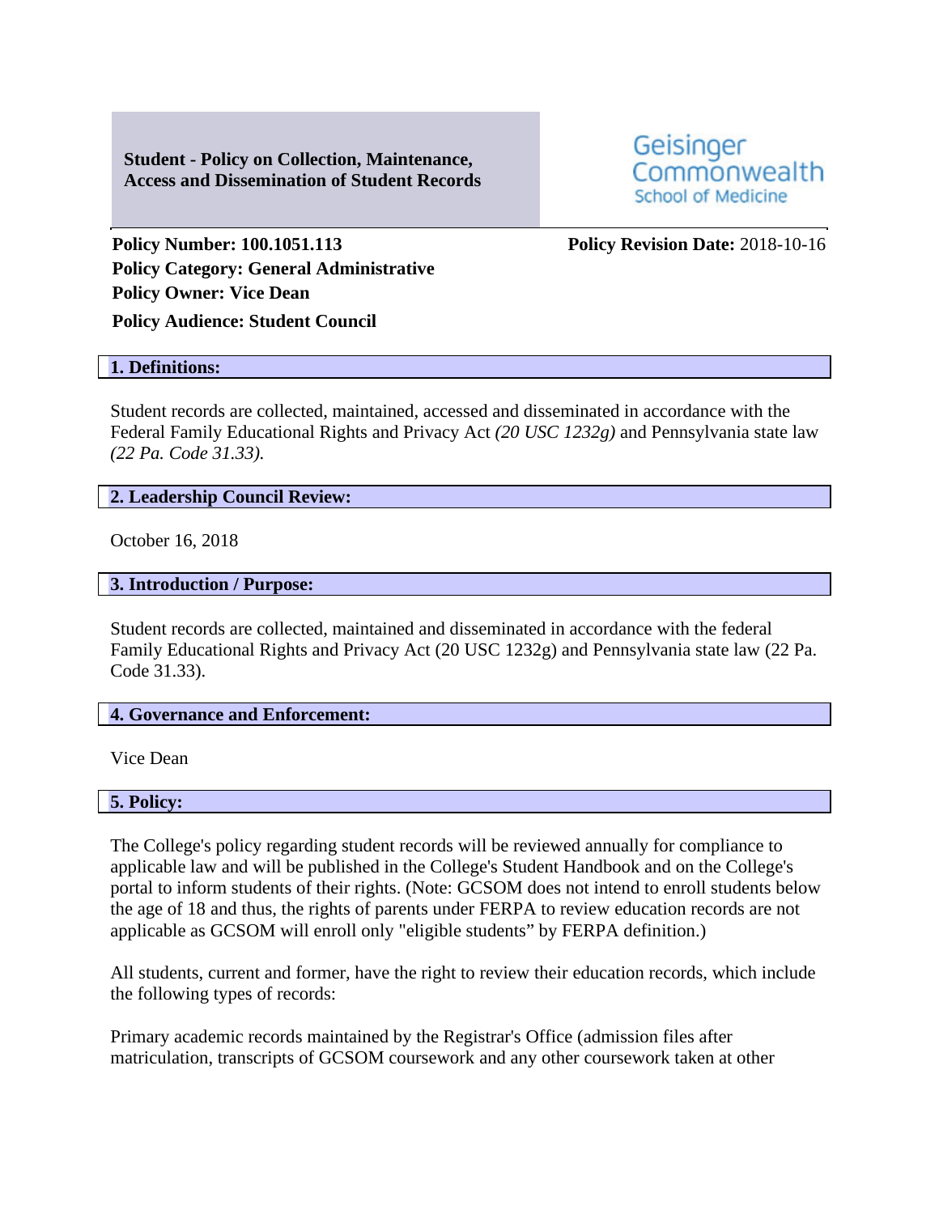**Student - Policy on Collection, Maintenance, Access and Dissemination of Student Records**

Geisinger Commonwealth School of Medicine

**Policy Number: 100.1051.113**
**Policy Revision Date:** 2018-10-16
**Policy Category: General Administrative**
**Policy Owner: Vice Dean**
**Policy Audience: Student Council**

## 1. Definitions:

Student records are collected, maintained, accessed and disseminated in accordance with the Federal Family Educational Rights and Privacy Act *(20 USC 1232g)* and Pennsylvania state law *(22 Pa. Code 31.33).*

## 2. Leadership Council Review:

October 16, 2018

## 3. Introduction / Purpose:

Student records are collected, maintained and disseminated in accordance with the federal Family Educational Rights and Privacy Act (20 USC 1232g) and Pennsylvania state law (22 Pa. Code 31.33).

## 4. Governance and Enforcement:

Vice Dean

## 5. Policy:

The College's policy regarding student records will be reviewed annually for compliance to applicable law and will be published in the College's Student Handbook and on the College's portal to inform students of their rights. (Note: GCSOM does not intend to enroll students below the age of 18 and thus, the rights of parents under FERPA to review education records are not applicable as GCSOM will enroll only "eligible students" by FERPA definition.)

All students, current and former, have the right to review their education records, which include the following types of records:

Primary academic records maintained by the Registrar's Office (admission files after matriculation, transcripts of GCSOM coursework and any other coursework taken at other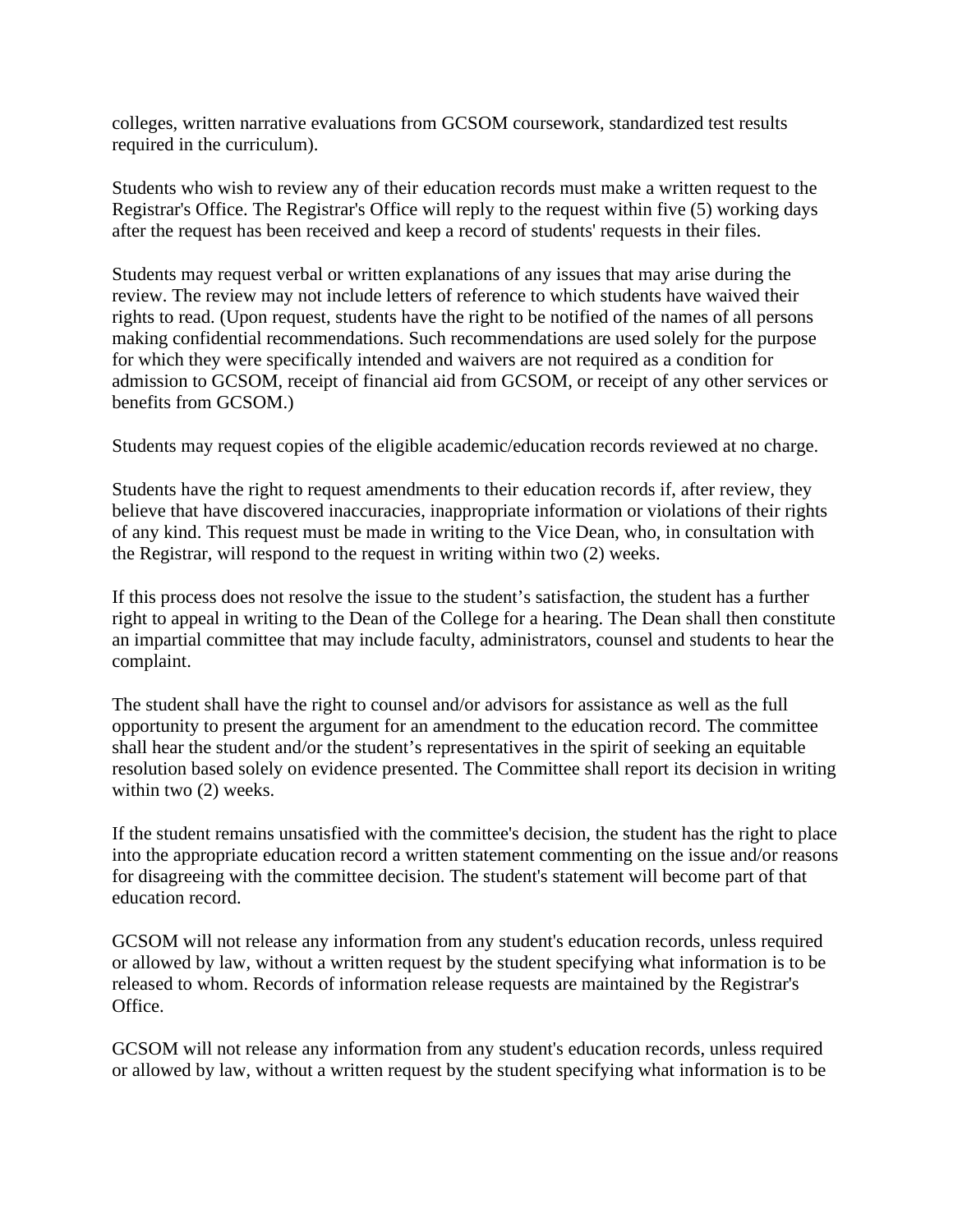colleges, written narrative evaluations from GCSOM coursework, standardized test results required in the curriculum).

Students who wish to review any of their education records must make a written request to the Registrar's Office. The Registrar's Office will reply to the request within five (5) working days after the request has been received and keep a record of students' requests in their files.

Students may request verbal or written explanations of any issues that may arise during the review. The review may not include letters of reference to which students have waived their rights to read. (Upon request, students have the right to be notified of the names of all persons making confidential recommendations. Such recommendations are used solely for the purpose for which they were specifically intended and waivers are not required as a condition for admission to GCSOM, receipt of financial aid from GCSOM, or receipt of any other services or benefits from GCSOM.)

Students may request copies of the eligible academic/education records reviewed at no charge.

Students have the right to request amendments to their education records if, after review, they believe that have discovered inaccuracies, inappropriate information or violations of their rights of any kind. This request must be made in writing to the Vice Dean, who, in consultation with the Registrar, will respond to the request in writing within two (2) weeks.

If this process does not resolve the issue to the student's satisfaction, the student has a further right to appeal in writing to the Dean of the College for a hearing. The Dean shall then constitute an impartial committee that may include faculty, administrators, counsel and students to hear the complaint.

The student shall have the right to counsel and/or advisors for assistance as well as the full opportunity to present the argument for an amendment to the education record. The committee shall hear the student and/or the student's representatives in the spirit of seeking an equitable resolution based solely on evidence presented. The Committee shall report its decision in writing within two (2) weeks.

If the student remains unsatisfied with the committee's decision, the student has the right to place into the appropriate education record a written statement commenting on the issue and/or reasons for disagreeing with the committee decision. The student's statement will become part of that education record.

GCSOM will not release any information from any student's education records, unless required or allowed by law, without a written request by the student specifying what information is to be released to whom. Records of information release requests are maintained by the Registrar's Office.

GCSOM will not release any information from any student's education records, unless required or allowed by law, without a written request by the student specifying what information is to be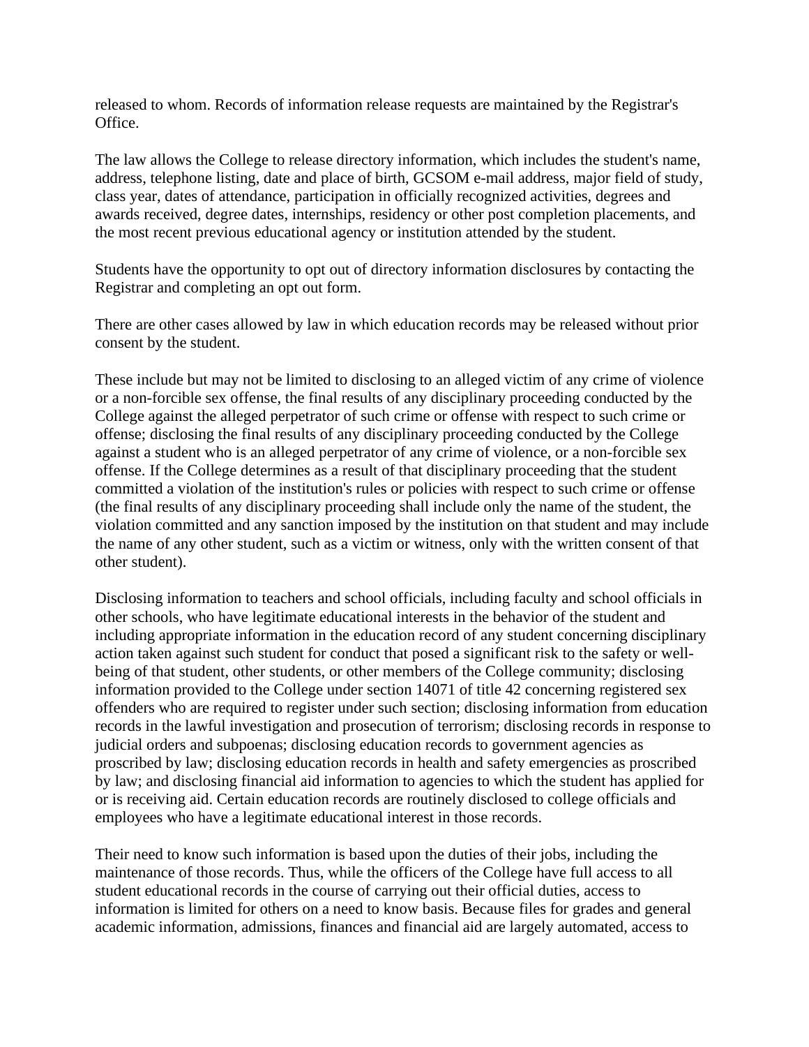released to whom. Records of information release requests are maintained by the Registrar's Office.

The law allows the College to release directory information, which includes the student's name, address, telephone listing, date and place of birth, GCSOM e-mail address, major field of study, class year, dates of attendance, participation in officially recognized activities, degrees and awards received, degree dates, internships, residency or other post completion placements, and the most recent previous educational agency or institution attended by the student.

Students have the opportunity to opt out of directory information disclosures by contacting the Registrar and completing an opt out form.

There are other cases allowed by law in which education records may be released without prior consent by the student.

These include but may not be limited to disclosing to an alleged victim of any crime of violence or a non-forcible sex offense, the final results of any disciplinary proceeding conducted by the College against the alleged perpetrator of such crime or offense with respect to such crime or offense; disclosing the final results of any disciplinary proceeding conducted by the College against a student who is an alleged perpetrator of any crime of violence, or a non-forcible sex offense. If the College determines as a result of that disciplinary proceeding that the student committed a violation of the institution's rules or policies with respect to such crime or offense (the final results of any disciplinary proceeding shall include only the name of the student, the violation committed and any sanction imposed by the institution on that student and may include the name of any other student, such as a victim or witness, only with the written consent of that other student).

Disclosing information to teachers and school officials, including faculty and school officials in other schools, who have legitimate educational interests in the behavior of the student and including appropriate information in the education record of any student concerning disciplinary action taken against such student for conduct that posed a significant risk to the safety or well-being of that student, other students, or other members of the College community; disclosing information provided to the College under section 14071 of title 42 concerning registered sex offenders who are required to register under such section; disclosing information from education records in the lawful investigation and prosecution of terrorism; disclosing records in response to judicial orders and subpoenas; disclosing education records to government agencies as proscribed by law; disclosing education records in health and safety emergencies as proscribed by law; and disclosing financial aid information to agencies to which the student has applied for or is receiving aid. Certain education records are routinely disclosed to college officials and employees who have a legitimate educational interest in those records.

Their need to know such information is based upon the duties of their jobs, including the maintenance of those records. Thus, while the officers of the College have full access to all student educational records in the course of carrying out their official duties, access to information is limited for others on a need to know basis. Because files for grades and general academic information, admissions, finances and financial aid are largely automated, access to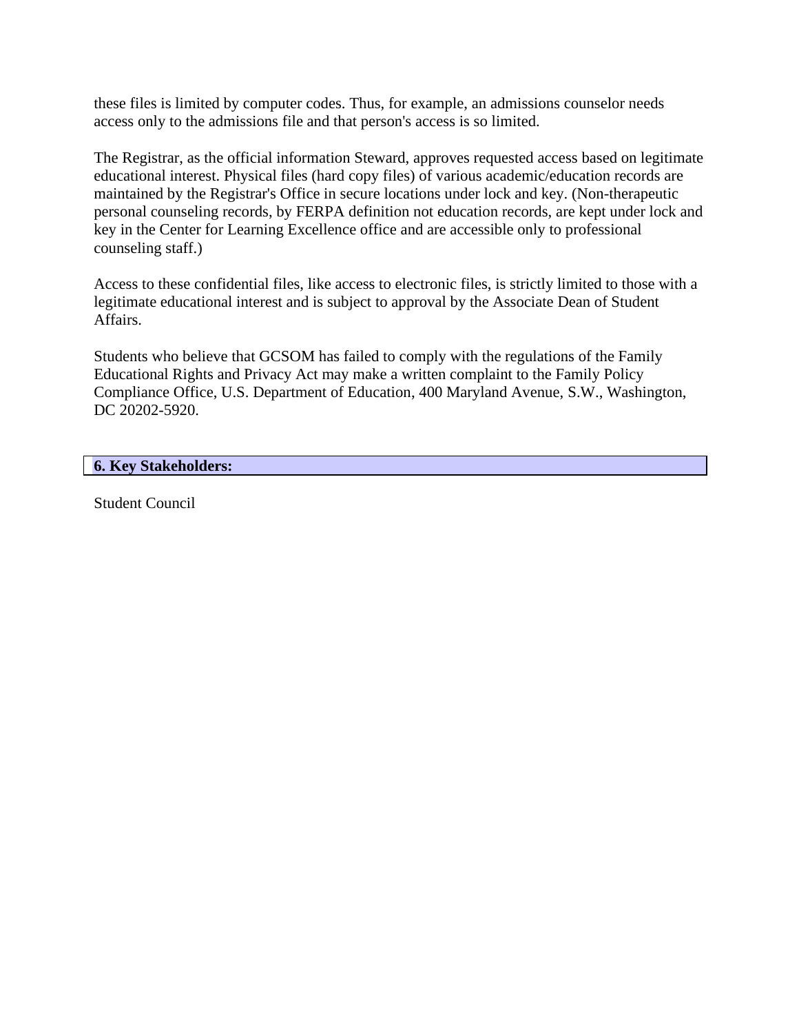these files is limited by computer codes. Thus, for example, an admissions counselor needs access only to the admissions file and that person's access is so limited.

The Registrar, as the official information Steward, approves requested access based on legitimate educational interest. Physical files (hard copy files) of various academic/education records are maintained by the Registrar's Office in secure locations under lock and key. (Non-therapeutic personal counseling records, by FERPA definition not education records, are kept under lock and key in the Center for Learning Excellence office and are accessible only to professional counseling staff.)

Access to these confidential files, like access to electronic files, is strictly limited to those with a legitimate educational interest and is subject to approval by the Associate Dean of Student Affairs.

Students who believe that GCSOM has failed to comply with the regulations of the Family Educational Rights and Privacy Act may make a written complaint to the Family Policy Compliance Office, U.S. Department of Education, 400 Maryland Avenue, S.W., Washington, DC 20202-5920.

## 6. Key Stakeholders:

Student Council